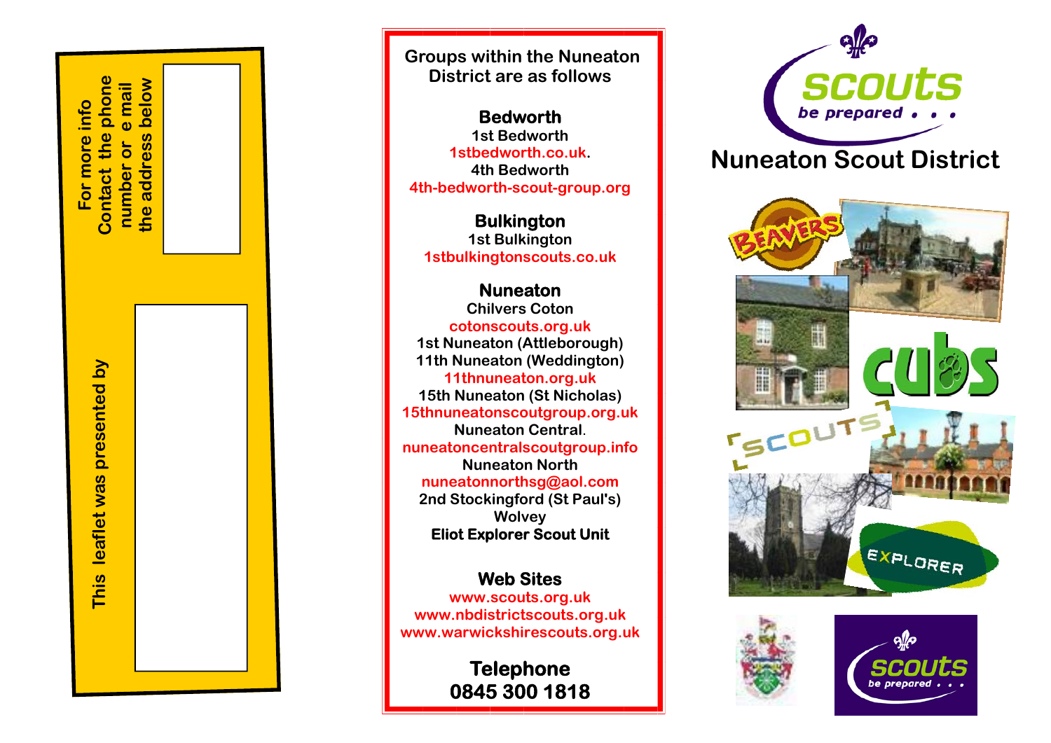For more info
Contact the phone number or e mail the address below

This leaflet was presented by

## Groups within the Nuneaton District are as follows

### Bedworth

1st Bedworth
1stbedworth.co.uk.
4th Bedworth
4th-bedworth-scout-group.org

### Bulkington

1st Bulkington
1stbulkingtonscouts.co.uk

### Nuneaton

Chilvers Coton
cotonscouts.org.uk
1st Nuneaton (Attleborough)
11th Nuneaton (Weddington)
11thnuneaton.org.uk
15th Nuneaton (St Nicholas)
15thnuneatonscoutgroup.org.uk
Nuneaton Central.
nuneatoncentralscoutgroup.info
Nuneaton North
nuneatonnorthsg@aol.com
2nd Stockingford (St Paul's)
Wolvey
**Eliot Explorer Scout Unit**

### Web Sites

www.scouts.org.uk
www.nbdistrictscouts.org.uk
www.warwickshirescouts.org.uk

### Telephone

**0845 300 1818**

scouts
be prepared . . .

# Nuneaton Scout District

BEAVERS

cubs

SCOUTS

EXPLORER

scouts
be prepared . . .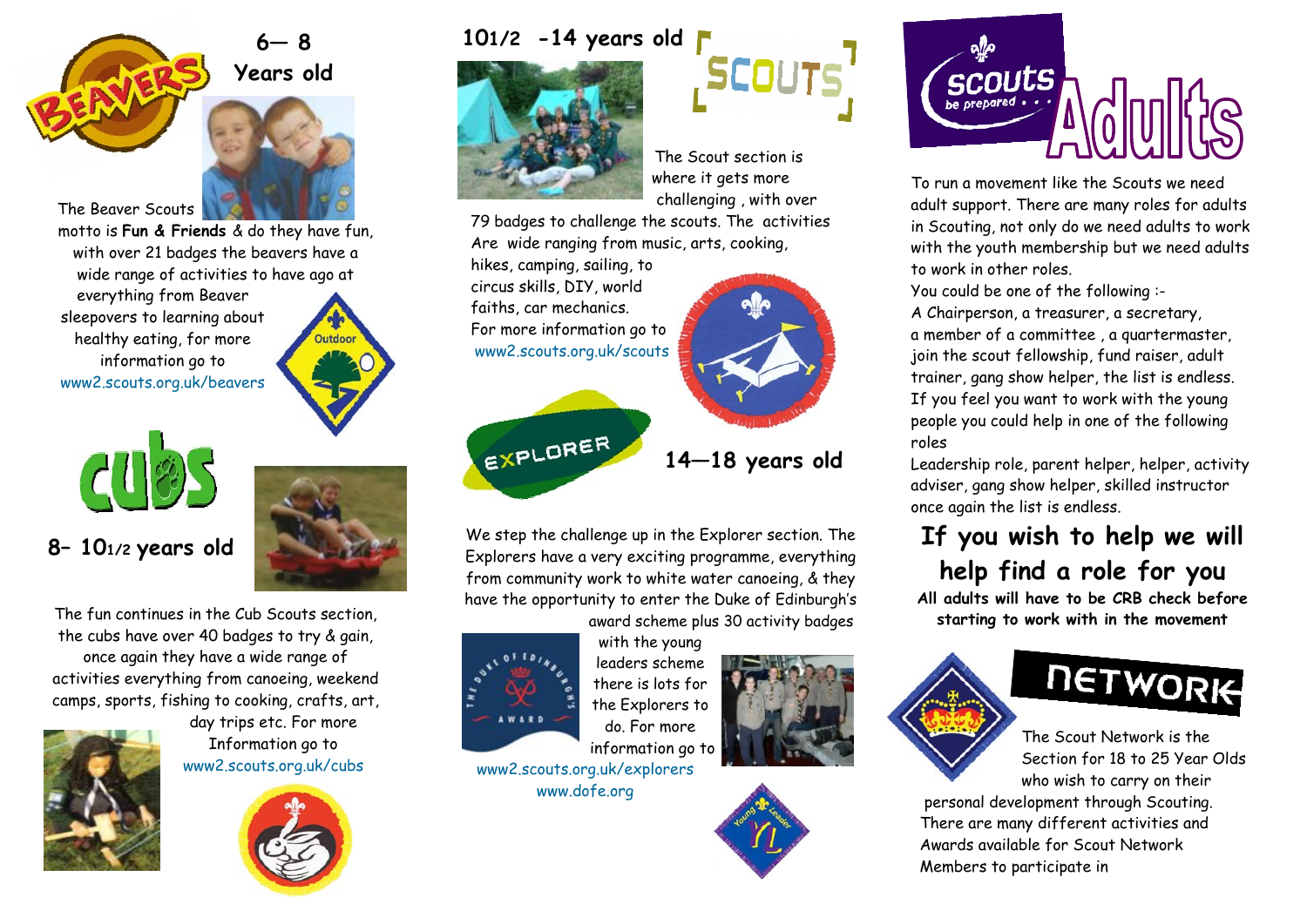# BEAVERS

## 6— 8 Years old

The Beaver Scouts motto is **Fun & Friends** & do they have fun, with over 21 badges the beavers have a wide range of activities to have ago at everything from Beaver sleepovers to learning about healthy eating, for more information go to www2.scouts.org.uk/beavers

Outdoor

# cubs

## 8– 10 1/2 years old

The fun continues in the Cub Scouts section, the cubs have over 40 badges to try & gain, once again they have a wide range of activities everything from canoeing, weekend camps, sports, fishing to cooking, crafts, art, day trips etc. For more Information go to www2.scouts.org.uk/cubs

## 10 1/2 -14 years old

# SCOUTS

The Scout section is where it gets more challenging , with over 79 badges to challenge the scouts. The activities Are wide ranging from music, arts, cooking, hikes, camping, sailing, to circus skills, DIY, world faiths, car mechanics. For more information go to www2.scouts.org.uk/scouts

# EXPLORER

## 14—18 years old

We step the challenge up in the Explorer section. The Explorers have a very exciting programme, everything from community work to white water canoeing, & they have the opportunity to enter the Duke of Edinburgh's award scheme plus 30 activity badges with the young leaders scheme there is lots for the Explorers to do. For more information go to www2.scouts.org.uk/explorers www.dofe.org

THE DUKE OF EDINBURGH'S AWARD

Young Leader YL

# scouts be prepared . . . Adults

To run a movement like the Scouts we need adult support. There are many roles for adults in Scouting, not only do we need adults to work with the youth membership but we need adults to work in other roles.

You could be one of the following :-

A Chairperson, a treasurer, a secretary, a member of a committee , a quartermaster, join the scout fellowship, fund raiser, adult trainer, gang show helper, the list is endless.

If you feel you want to work with the young people you could help in one of the following roles

Leadership role, parent helper, helper, activity adviser, gang show helper, skilled instructor once again the list is endless.

## If you wish to help we will help find a role for you

**All adults will have to be CRB check before starting to work with in the movement**

# NETWORK

The Scout Network is the Section for 18 to 25 Year Olds who wish to carry on their personal development through Scouting. There are many different activities and Awards available for Scout Network Members to participate in